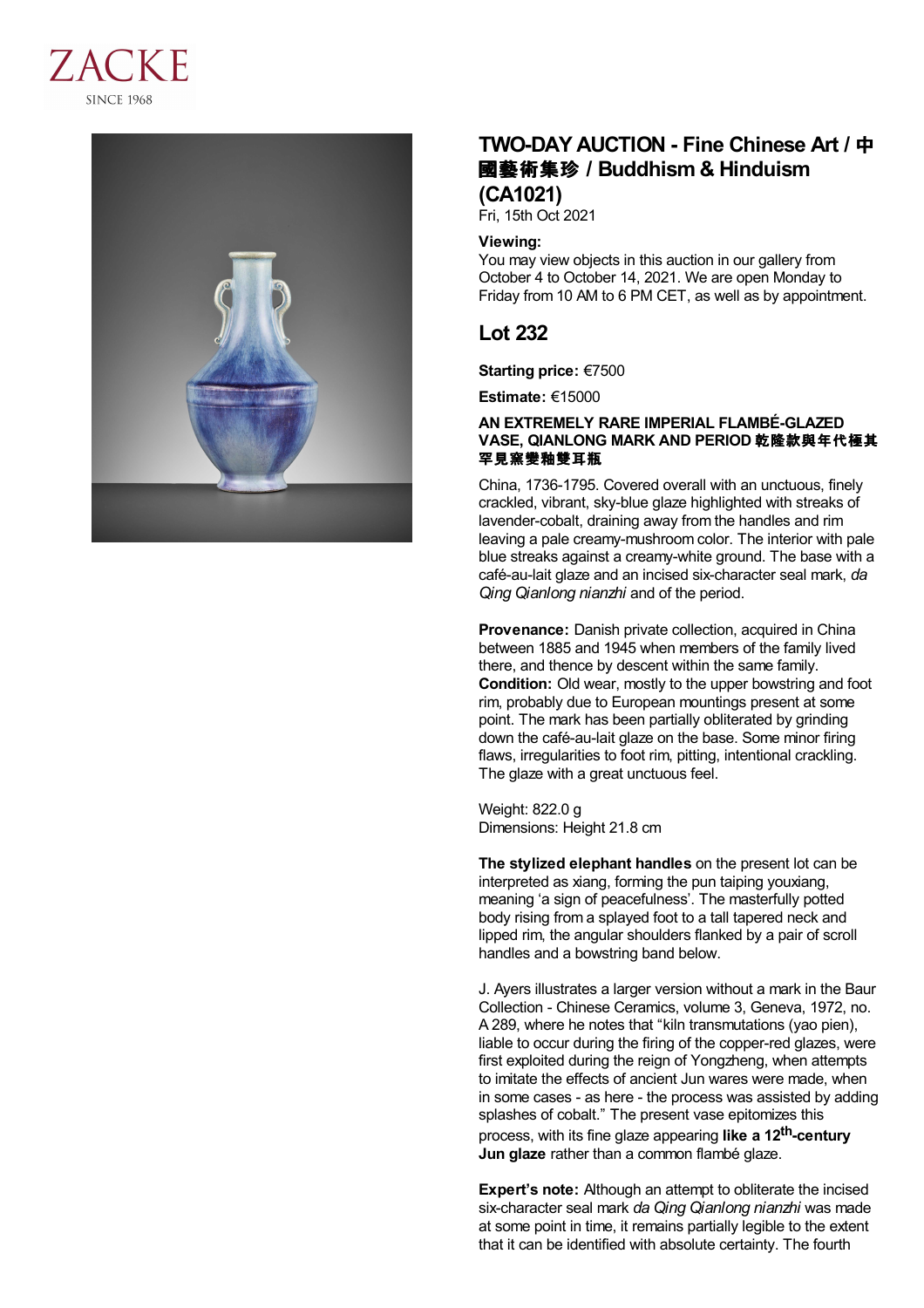# TWO-DAY AUCTION - Fine Chinese Art / 中國藝術集珍 / Buddhism & Hinduism (CA1021)

Fri, 15th Oct 2021

**Viewing:**
You may view objects in this auction in our gallery from October 4 to October 14, 2021. We are open Monday to Friday from 10 AM to 6 PM CET, as well as by appointment.

## Lot 232

**Starting price:** €7500

**Estimate:** €15000

### AN EXTREMELY RARE IMPERIAL FLAMBÉ-GLAZED VASE, QIANLONG MARK AND PERIOD 乾隆款與年代極其罕見窯變釉雙耳瓶

China, 1736-1795. Covered overall with an unctuous, finely crackled, vibrant, sky-blue glaze highlighted with streaks of lavender-cobalt, draining away from the handles and rim leaving a pale creamy-mushroom color. The interior with pale blue streaks against a creamy-white ground. The base with a café-au-lait glaze and an incised six-character seal mark, *da Qing Qianlong nianzhi* and of the period.

**Provenance:** Danish private collection, acquired in China between 1885 and 1945 when members of the family lived there, and thence by descent within the same family.
**Condition:** Old wear, mostly to the upper bowstring and foot rim, probably due to European mountings present at some point. The mark has been partially obliterated by grinding down the café-au-lait glaze on the base. Some minor firing flaws, irregularities to foot rim, pitting, intentional crackling. The glaze with a great unctuous feel.

Weight: 822.0 g
Dimensions: Height 21.8 cm

**The stylized elephant handles** on the present lot can be interpreted as xiang, forming the pun taiping youxiang, meaning 'a sign of peacefulness'. The masterfully potted body rising from a splayed foot to a tall tapered neck and lipped rim, the angular shoulders flanked by a pair of scroll handles and a bowstring band below.

J. Ayers illustrates a larger version without a mark in the Baur Collection - Chinese Ceramics, volume 3, Geneva, 1972, no. A 289, where he notes that "kiln transmutations (yao pien), liable to occur during the firing of the copper-red glazes, were first exploited during the reign of Yongzheng, when attempts to imitate the effects of ancient Jun wares were made, when in some cases - as here - the process was assisted by adding splashes of cobalt." The present vase epitomizes this process, with its fine glaze appearing **like a 12th-century Jun glaze** rather than a common flambé glaze.

**Expert's note:** Although an attempt to obliterate the incised six-character seal mark *da Qing Qianlong nianzhi* was made at some point in time, it remains partially legible to the extent that it can be identified with absolute certainty. The fourth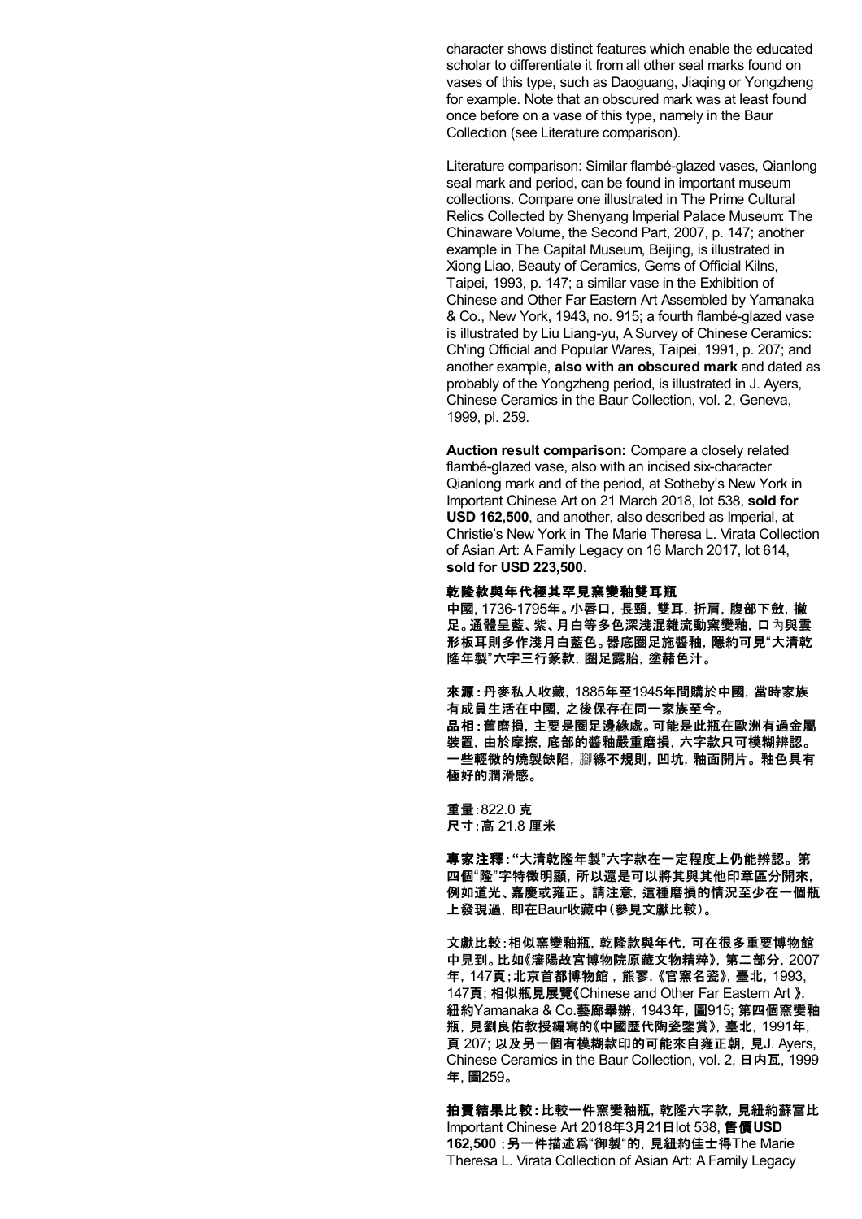character shows distinct features which enable the educated scholar to differentiate it from all other seal marks found on vases of this type, such as Daoguang, Jiaqing or Yongzheng for example. Note that an obscured mark was at least found once before on a vase of this type, namely in the Baur Collection (see Literature comparison).

Literature comparison: Similar flambé-glazed vases, Qianlong seal mark and period, can be found in important museum collections. Compare one illustrated in The Prime Cultural Relics Collected by Shenyang Imperial Palace Museum: The Chinaware Volume, the Second Part, 2007, p. 147; another example in The Capital Museum, Beijing, is illustrated in Xiong Liao, Beauty of Ceramics, Gems of Official Kilns, Taipei, 1993, p. 147; a similar vase in the Exhibition of Chinese and Other Far Eastern Art Assembled by Yamanaka & Co., New York, 1943, no. 915; a fourth flambé-glazed vase is illustrated by Liu Liang-yu, A Survey of Chinese Ceramics: Ch'ing Official and Popular Wares, Taipei, 1991, p. 207; and another example, **also with an obscured mark** and dated as probably of the Yongzheng period, is illustrated in J. Ayers, Chinese Ceramics in the Baur Collection, vol. 2, Geneva, 1999, pl. 259.

**Auction result comparison:** Compare a closely related flambé-glazed vase, also with an incised six-character Qianlong mark and of the period, at Sotheby's New York in Important Chinese Art on 21 March 2018, lot 538, **sold for USD 162,500**, and another, also described as Imperial, at Christie's New York in The Marie Theresa L. Virata Collection of Asian Art: A Family Legacy on 16 March 2017, lot 614, **sold for USD 223,500**.

**乾隆款與年代極其罕見窯變釉雙耳瓶**

**中國，1736-1795年。小唇口，長頸，雙耳，折肩，腹部下斂，撇足。通體呈藍、紫、月白等多色深淺混雜流動窯變釉，口內與雲形板耳則多作淺月白藍色。器底圈足施醬釉，隱約可見"大清乾隆年製"六字三行篆款，圈足露胎，塗赭色汁。**

**來源：丹麥私人收藏，1885年至1945年間購於中國，當時家族有成員生活在中國，之後保存在同一家族至今。**
**品相：舊磨損，主要是圈足邊緣處。可能是此瓶在歐洲有過金屬裝置，由於摩擦，底部的醬釉嚴重磨損，六字款只可模糊辨認。一些輕微的燒製缺陷，腳緣不規則，凹坑，釉面開片。釉色具有極好的潤滑感。**

**重量：**822.0 克
**尺寸：**高 21.8 厘米

**專家注釋："大清乾隆年製"六字款在一定程度上仍能辨認。第四個"隆"字特徵明顯，所以還是可以將其與其他印章區分開來，例如道光、嘉慶或雍正。請注意，這種磨損的情況至少在一個瓶上發現過，即在Baur收藏中（參見文獻比較）。**

**文獻比較：相似窯變釉瓶，乾隆款與年代，可在很多重要博物館中見到。比如《瀋陽故宮博物院原藏文物精粹》，第二部分，2007年，147頁；北京首都博物館，熊寥，《官窯名瓷》，臺北，1993，147頁；相似瓶見展覽《**Chinese and Other Far Eastern Art**》，紐約**Yamanaka & Co.**藝廊舉辦，1943年，圖915；第四個窯變釉瓶，見劉良佑教授編寫的《中國歷代陶瓷鑒賞》，臺北，1991年，頁 207；以及另一個有模糊款印的可能來自雍正朝，見**J. Ayers, Chinese Ceramics in the Baur Collection, vol. 2, **日內瓦**, 1999**年**, **圖**259**。**

**拍賣結果比較：比較一件窯變釉瓶，乾隆六字款，見紐約蘇富比** Important Chinese Art 2018**年3月21日**lot 538, **售價USD 162,500**；**另一件描述為"御製"的，見紐約佳士得**The Marie Theresa L. Virata Collection of Asian Art: A Family Legacy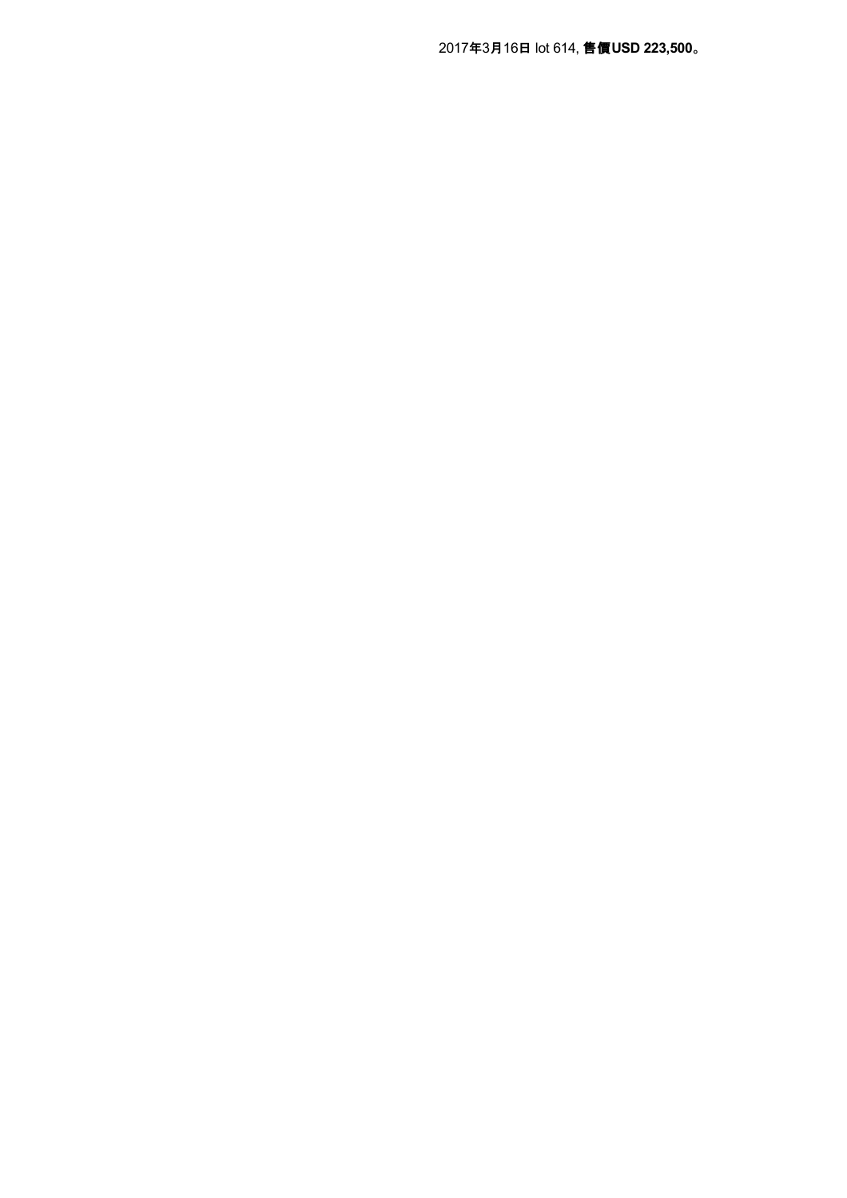2017年3月16日 lot 614, **售價USD 223,500**。